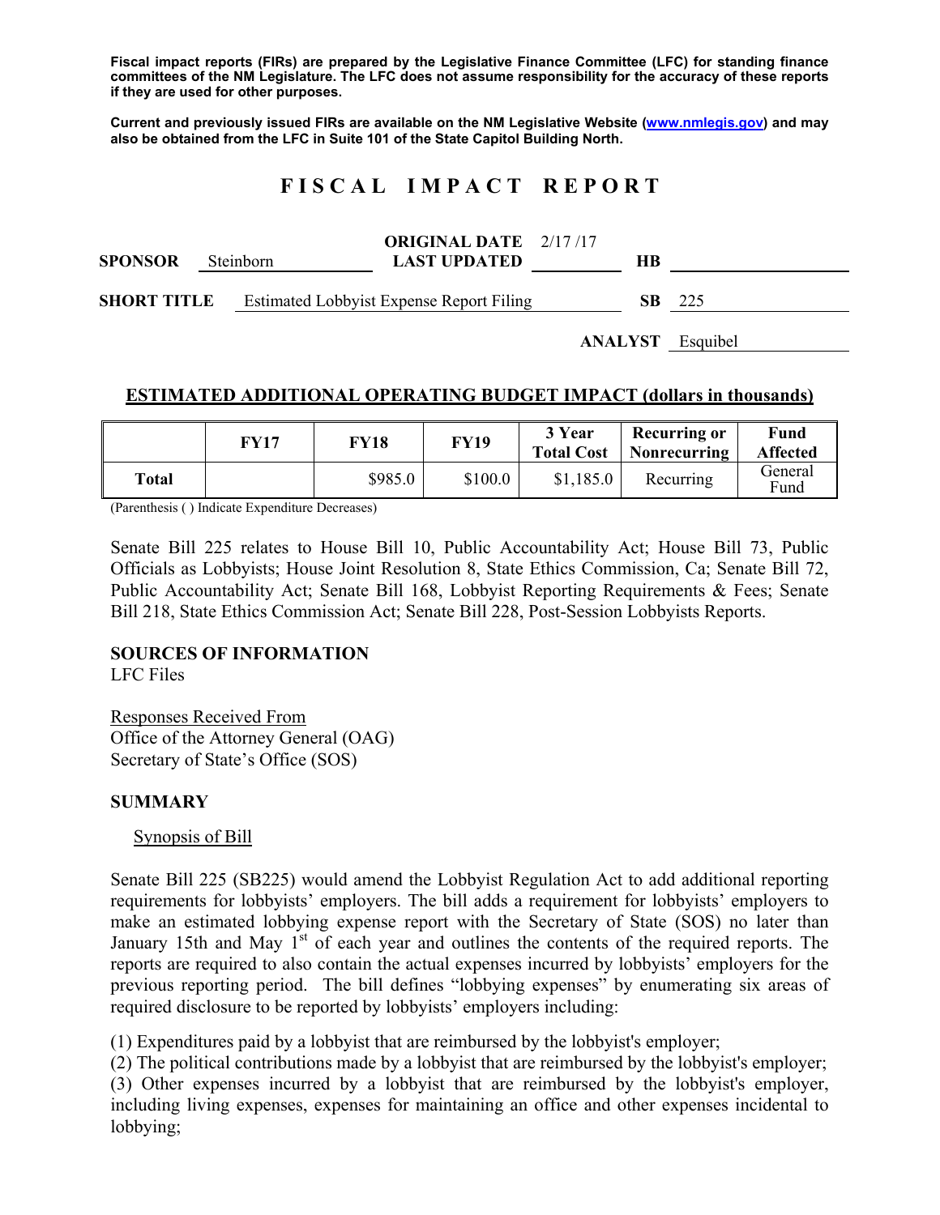**Fiscal impact reports (FIRs) are prepared by the Legislative Finance Committee (LFC) for standing finance committees of the NM Legislature. The LFC does not assume responsibility for the accuracy of these reports if they are used for other purposes.**

**Current and previously issued FIRs are available on the NM Legislative Website (www.nmlegis.gov) and may also be obtained from the LFC in Suite 101 of the State Capitol Building North.**

# FISCAL IMPACT REPORT

**SPONSOR** Steinborn

**ORIGINAL DATE** 2/17/17
**LAST UPDATED**

**HB**

**SHORT TITLE** Estimated Lobbyist Expense Report Filing

**SB** 225

**ANALYST** Esquibel

## ESTIMATED ADDITIONAL OPERATING BUDGET IMPACT (dollars in thousands)

| | FY17 | FY18 | FY19 | 3 Year Total Cost | Recurring or Nonrecurring | Fund Affected |
|---|---|---|---|---|---|---|
| **Total** | | $985.0 | $100.0 | $1,185.0 | Recurring | General Fund |

(Parenthesis ( ) Indicate Expenditure Decreases)

Senate Bill 225 relates to House Bill 10, Public Accountability Act; House Bill 73, Public Officials as Lobbyists; House Joint Resolution 8, State Ethics Commission, Ca; Senate Bill 72, Public Accountability Act; Senate Bill 168, Lobbyist Reporting Requirements & Fees; Senate Bill 218, State Ethics Commission Act; Senate Bill 228, Post-Session Lobbyists Reports.

## SOURCES OF INFORMATION

LFC Files

Responses Received From
Office of the Attorney General (OAG)
Secretary of State's Office (SOS)

## SUMMARY

Synopsis of Bill

Senate Bill 225 (SB225) would amend the Lobbyist Regulation Act to add additional reporting requirements for lobbyists' employers. The bill adds a requirement for lobbyists' employers to make an estimated lobbying expense report with the Secretary of State (SOS) no later than January 15th and May 1st of each year and outlines the contents of the required reports. The reports are required to also contain the actual expenses incurred by lobbyists' employers for the previous reporting period. The bill defines "lobbying expenses" by enumerating six areas of required disclosure to be reported by lobbyists' employers including:

(1) Expenditures paid by a lobbyist that are reimbursed by the lobbyist's employer;
(2) The political contributions made by a lobbyist that are reimbursed by the lobbyist's employer;
(3) Other expenses incurred by a lobbyist that are reimbursed by the lobbyist's employer, including living expenses, expenses for maintaining an office and other expenses incidental to lobbying;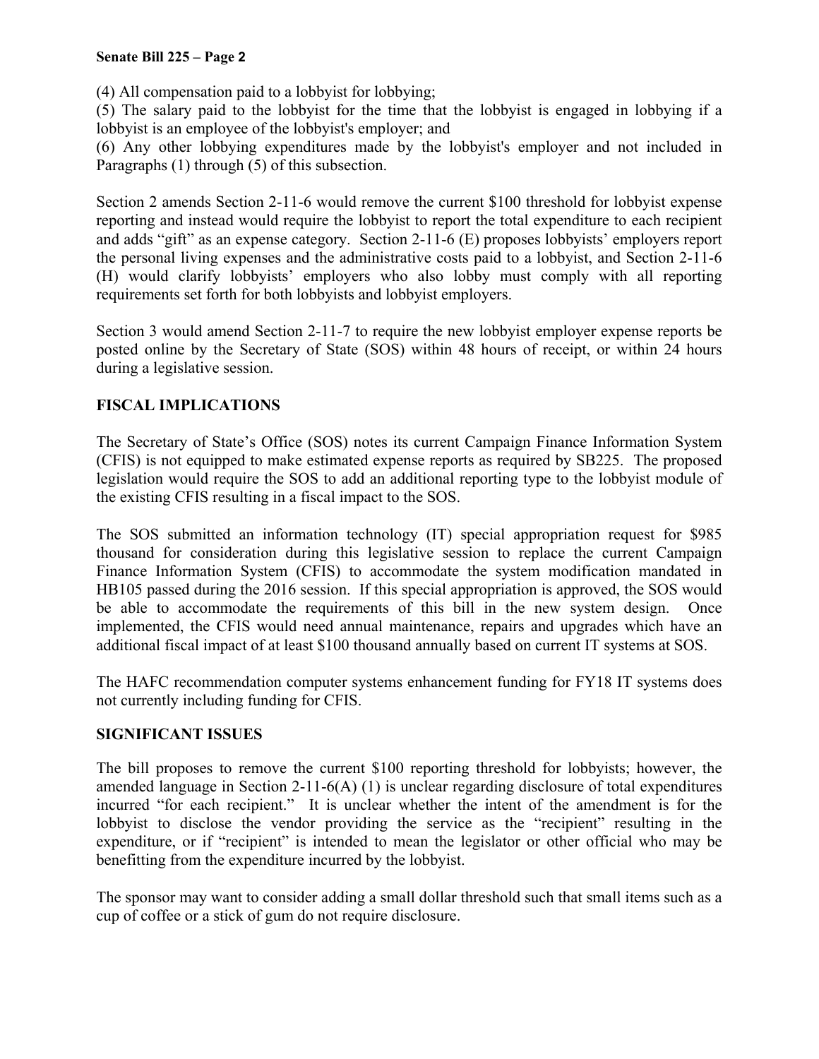(4) All compensation paid to a lobbyist for lobbying;

(5) The salary paid to the lobbyist for the time that the lobbyist is engaged in lobbying if a lobbyist is an employee of the lobbyist's employer; and

(6) Any other lobbying expenditures made by the lobbyist's employer and not included in Paragraphs (1) through (5) of this subsection.

Section 2 amends Section 2-11-6 would remove the current $100 threshold for lobbyist expense reporting and instead would require the lobbyist to report the total expenditure to each recipient and adds "gift" as an expense category. Section 2-11-6 (E) proposes lobbyists' employers report the personal living expenses and the administrative costs paid to a lobbyist, and Section 2-11-6 (H) would clarify lobbyists' employers who also lobby must comply with all reporting requirements set forth for both lobbyists and lobbyist employers.

Section 3 would amend Section 2-11-7 to require the new lobbyist employer expense reports be posted online by the Secretary of State (SOS) within 48 hours of receipt, or within 24 hours during a legislative session.

## FISCAL IMPLICATIONS

The Secretary of State's Office (SOS) notes its current Campaign Finance Information System (CFIS) is not equipped to make estimated expense reports as required by SB225. The proposed legislation would require the SOS to add an additional reporting type to the lobbyist module of the existing CFIS resulting in a fiscal impact to the SOS.

The SOS submitted an information technology (IT) special appropriation request for $985 thousand for consideration during this legislative session to replace the current Campaign Finance Information System (CFIS) to accommodate the system modification mandated in HB105 passed during the 2016 session. If this special appropriation is approved, the SOS would be able to accommodate the requirements of this bill in the new system design. Once implemented, the CFIS would need annual maintenance, repairs and upgrades which have an additional fiscal impact of at least $100 thousand annually based on current IT systems at SOS.

The HAFC recommendation computer systems enhancement funding for FY18 IT systems does not currently including funding for CFIS.

## SIGNIFICANT ISSUES

The bill proposes to remove the current $100 reporting threshold for lobbyists; however, the amended language in Section 2-11-6(A) (1) is unclear regarding disclosure of total expenditures incurred "for each recipient." It is unclear whether the intent of the amendment is for the lobbyist to disclose the vendor providing the service as the "recipient" resulting in the expenditure, or if "recipient" is intended to mean the legislator or other official who may be benefitting from the expenditure incurred by the lobbyist.

The sponsor may want to consider adding a small dollar threshold such that small items such as a cup of coffee or a stick of gum do not require disclosure.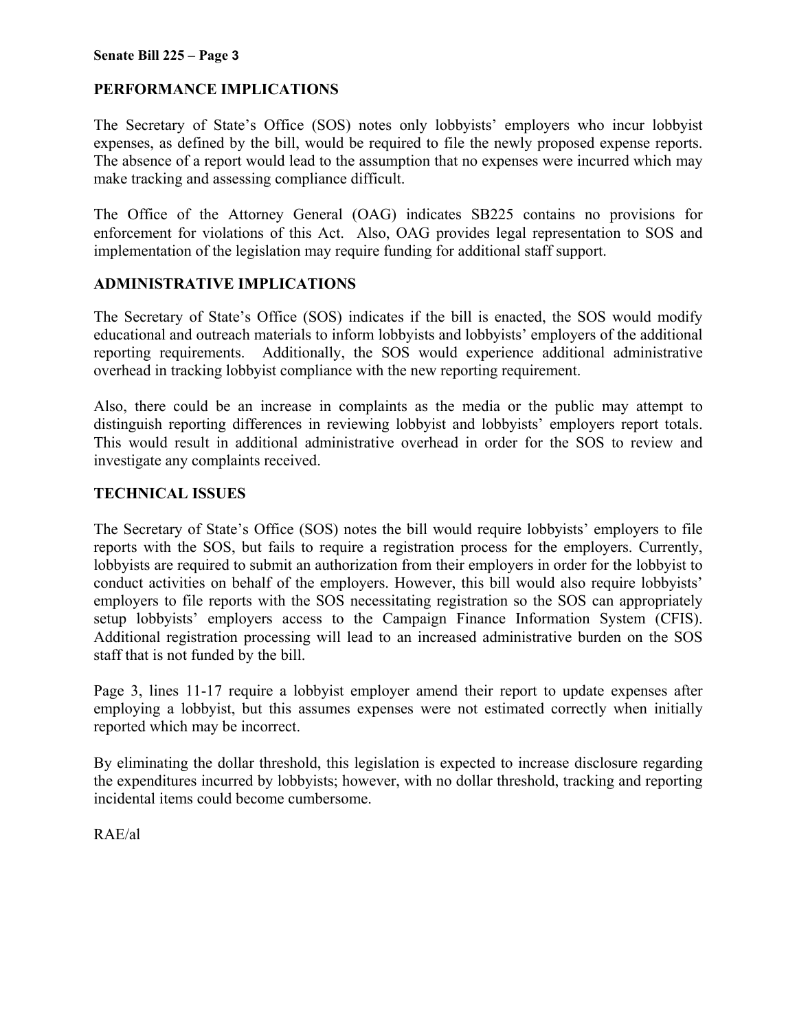## PERFORMANCE IMPLICATIONS

The Secretary of State's Office (SOS) notes only lobbyists' employers who incur lobbyist expenses, as defined by the bill, would be required to file the newly proposed expense reports. The absence of a report would lead to the assumption that no expenses were incurred which may make tracking and assessing compliance difficult.

The Office of the Attorney General (OAG) indicates SB225 contains no provisions for enforcement for violations of this Act. Also, OAG provides legal representation to SOS and implementation of the legislation may require funding for additional staff support.

## ADMINISTRATIVE IMPLICATIONS

The Secretary of State's Office (SOS) indicates if the bill is enacted, the SOS would modify educational and outreach materials to inform lobbyists and lobbyists' employers of the additional reporting requirements. Additionally, the SOS would experience additional administrative overhead in tracking lobbyist compliance with the new reporting requirement.

Also, there could be an increase in complaints as the media or the public may attempt to distinguish reporting differences in reviewing lobbyist and lobbyists' employers report totals. This would result in additional administrative overhead in order for the SOS to review and investigate any complaints received.

## TECHNICAL ISSUES

The Secretary of State's Office (SOS) notes the bill would require lobbyists' employers to file reports with the SOS, but fails to require a registration process for the employers. Currently, lobbyists are required to submit an authorization from their employers in order for the lobbyist to conduct activities on behalf of the employers. However, this bill would also require lobbyists' employers to file reports with the SOS necessitating registration so the SOS can appropriately setup lobbyists' employers access to the Campaign Finance Information System (CFIS). Additional registration processing will lead to an increased administrative burden on the SOS staff that is not funded by the bill.

Page 3, lines 11-17 require a lobbyist employer amend their report to update expenses after employing a lobbyist, but this assumes expenses were not estimated correctly when initially reported which may be incorrect.

By eliminating the dollar threshold, this legislation is expected to increase disclosure regarding the expenditures incurred by lobbyists; however, with no dollar threshold, tracking and reporting incidental items could become cumbersome.

RAE/al